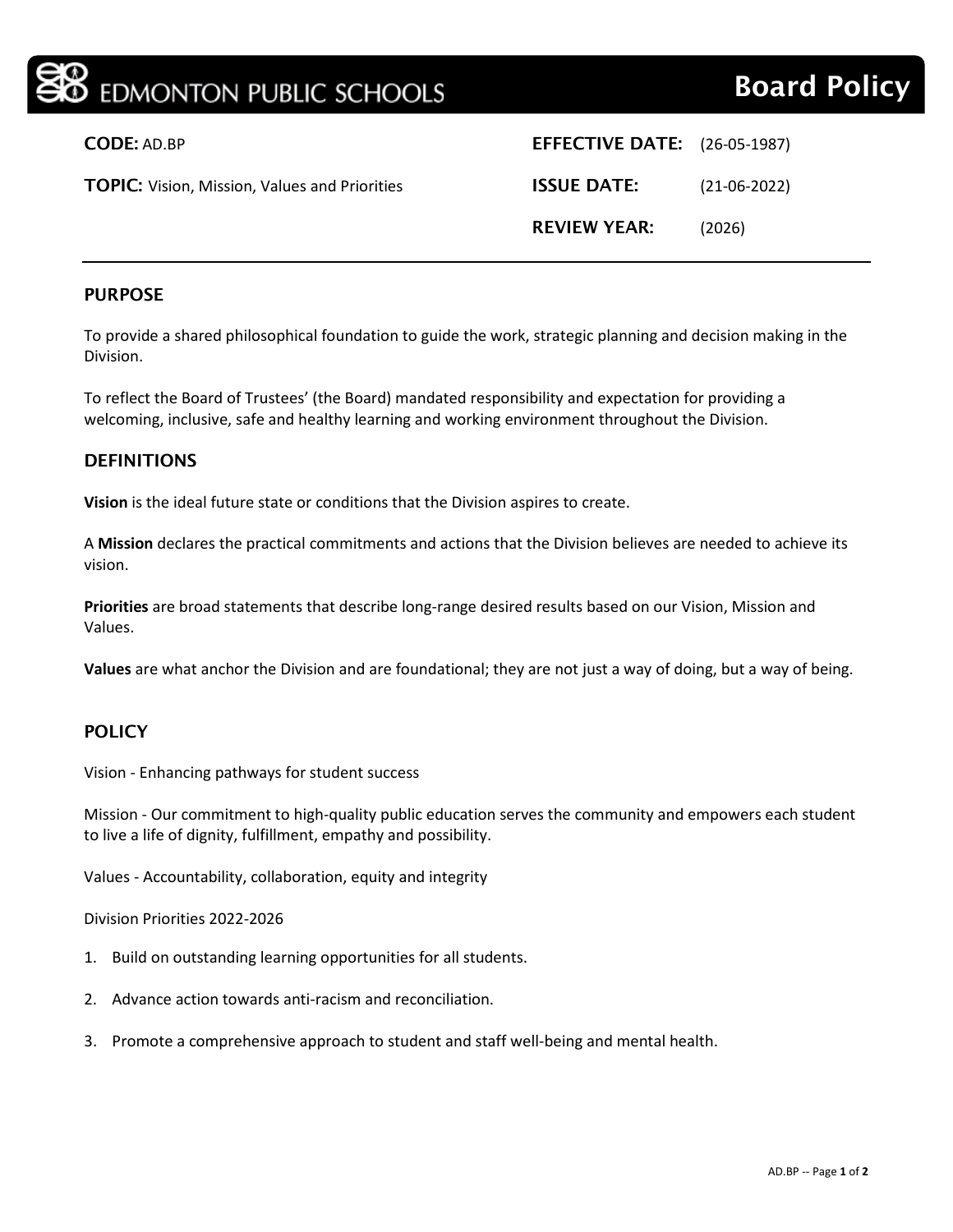# EDMONTON PUBLIC SCHOOLS

## Board Policy

**CODE:** AD.BP

**TOPIC:** Vision, Mission, Values and Priorities

**EFFECTIVE DATE:** (26-05-1987)

**ISSUE DATE:** (21-06-2022)

**REVIEW YEAR:** (2026)

## PURPOSE

To provide a shared philosophical foundation to guide the work, strategic planning and decision making in the Division.

To reflect the Board of Trustees' (the Board) mandated responsibility and expectation for providing a welcoming, inclusive, safe and healthy learning and working environment throughout the Division.

## DEFINITIONS

**Vision** is the ideal future state or conditions that the Division aspires to create.

A **Mission** declares the practical commitments and actions that the Division believes are needed to achieve its vision.

**Priorities** are broad statements that describe long-range desired results based on our Vision, Mission and Values.

**Values** are what anchor the Division and are foundational; they are not just a way of doing, but a way of being.

## POLICY

Vision - Enhancing pathways for student success

Mission - Our commitment to high-quality public education serves the community and empowers each student to live a life of dignity, fulfillment, empathy and possibility.

Values - Accountability, collaboration, equity and integrity

Division Priorities 2022-2026

1. Build on outstanding learning opportunities for all students.
2. Advance action towards anti-racism and reconciliation.
3. Promote a comprehensive approach to student and staff well-being and mental health.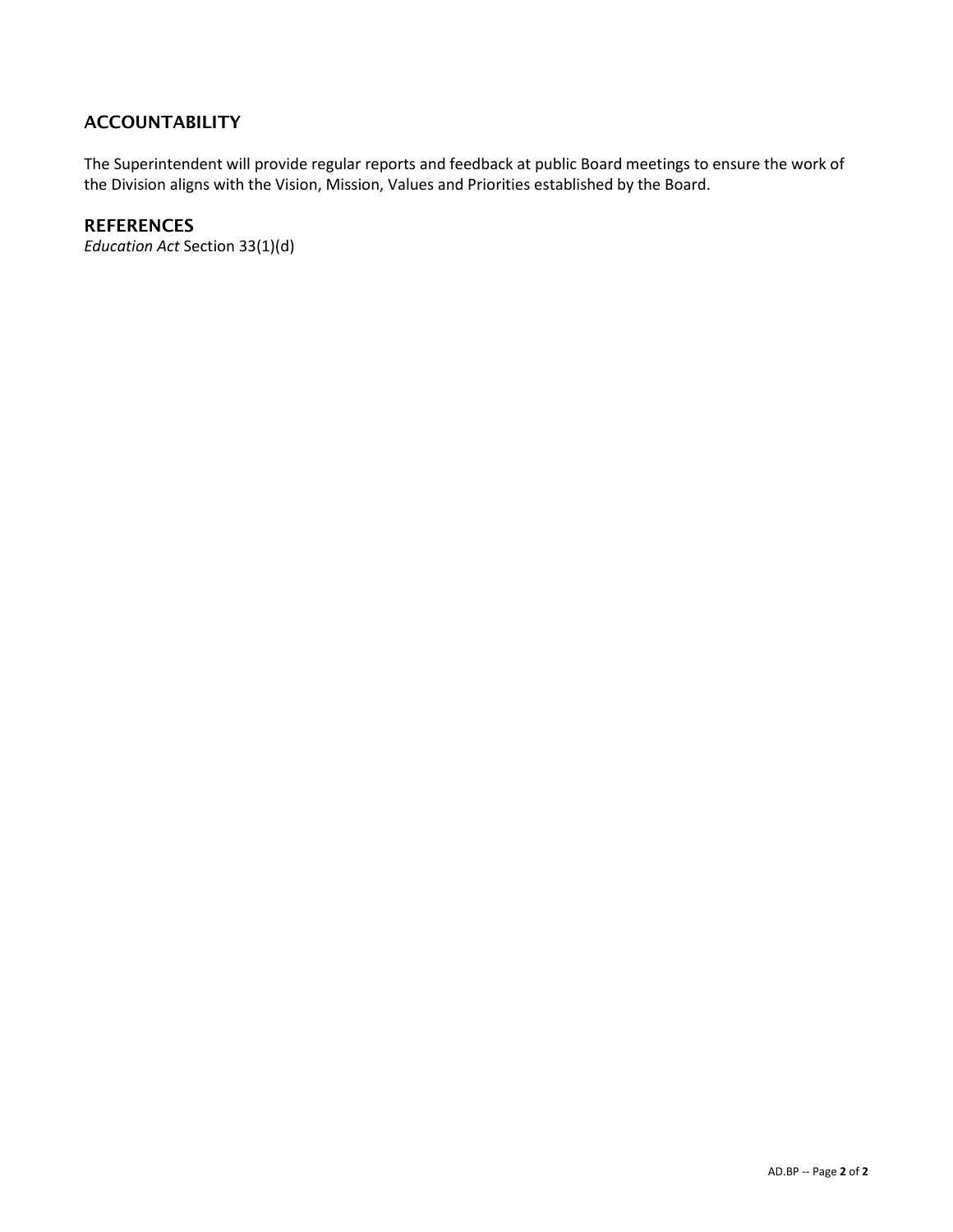## ACCOUNTABILITY

The Superintendent will provide regular reports and feedback at public Board meetings to ensure the work of the Division aligns with the Vision, Mission, Values and Priorities established by the Board.

## REFERENCES

*Education Act* Section 33(1)(d)